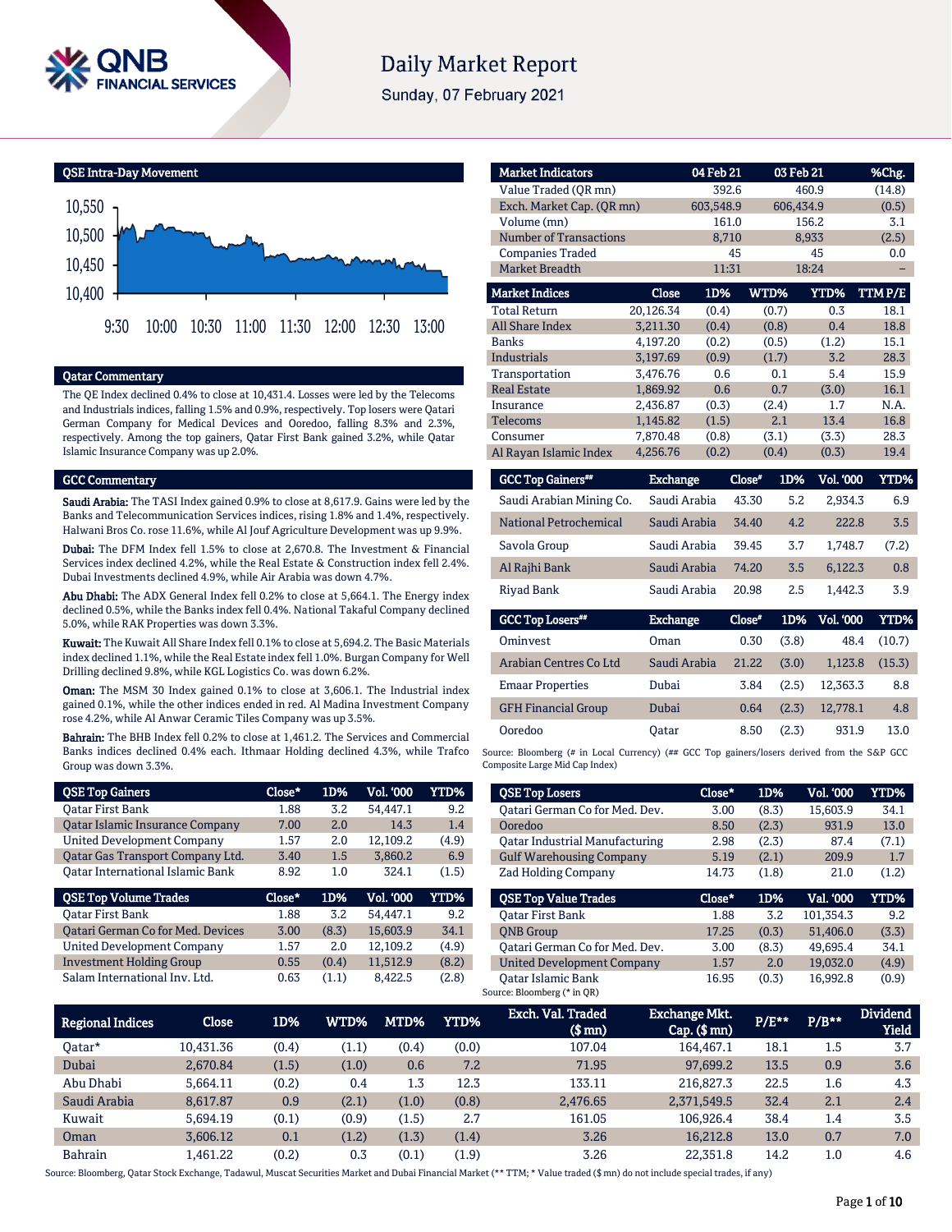# Daily Market Report

Sunday, 07 February 2021

## QSE Intra-Day Movement

## Qatar Commentary

The QE Index declined 0.4% to close at 10,431.4. Losses were led by the Telecoms and Industrials indices, falling 1.5% and 0.9%, respectively. Top losers were Qatari German Company for Medical Devices and Ooredoo, falling 8.3% and 2.3%, respectively. Among the top gainers, Qatar First Bank gained 3.2%, while Qatar Islamic Insurance Company was up 2.0%.

## GCC Commentary

**Saudi Arabia:** The TASI Index gained 0.9% to close at 8,617.9. Gains were led by the Banks and Telecommunication Services indices, rising 1.8% and 1.4%, respectively. Halwani Bros Co. rose 11.6%, while Al Jouf Agriculture Development was up 9.9%.

**Dubai:** The DFM Index fell 1.5% to close at 2,670.8. The Investment & Financial Services index declined 4.2%, while the Real Estate & Construction index fell 2.4%. Dubai Investments declined 4.9%, while Air Arabia was down 4.7%.

**Abu Dhabi:** The ADX General Index fell 0.2% to close at 5,664.1. The Energy index declined 0.5%, while the Banks index fell 0.4%. National Takaful Company declined 5.0%, while RAK Properties was down 3.3%.

**Kuwait:** The Kuwait All Share Index fell 0.1% to close at 5,694.2. The Basic Materials index declined 1.1%, while the Real Estate index fell 1.0%. Burgan Company for Well Drilling declined 9.8%, while KGL Logistics Co. was down 6.2%.

**Oman:** The MSM 30 Index gained 0.1% to close at 3,606.1. The Industrial index gained 0.1%, while the other indices ended in red. Al Madina Investment Company rose 4.2%, while Al Anwar Ceramic Tiles Company was up 3.5%.

**Bahrain:** The BHB Index fell 0.2% to close at 1,461.2. The Services and Commercial Banks indices declined 0.4% each. Ithmaar Holding declined 4.3%, while Trafco Group was down 3.3%.

| Market Indicators | 04 Feb 21 | 03 Feb 21 | %Chg. |
|---|---|---|---|
| Value Traded (QR mn) | 392.6 | 460.9 | (14.8) |
| Exch. Market Cap. (QR mn) | 603,548.9 | 606,434.9 | (0.5) |
| Volume (mn) | 161.0 | 156.2 | 3.1 |
| Number of Transactions | 8,710 | 8,933 | (2.5) |
| Companies Traded | 45 | 45 | 0.0 |
| Market Breadth | 11:31 | 18:24 | – |

| Market Indices | Close | 1D% | WTD% | YTD% | TTM P/E |
|---|---|---|---|---|---|
| Total Return | 20,126.34 | (0.4) | (0.7) | 0.3 | 18.1 |
| All Share Index | 3,211.30 | (0.4) | (0.8) | 0.4 | 18.8 |
| Banks | 4,197.20 | (0.2) | (0.5) | (1.2) | 15.1 |
| Industrials | 3,197.69 | (0.9) | (1.7) | 3.2 | 28.3 |
| Transportation | 3,476.76 | 0.6 | 0.1 | 5.4 | 15.9 |
| Real Estate | 1,869.92 | 0.6 | 0.7 | (3.0) | 16.1 |
| Insurance | 2,436.87 | (0.3) | (2.4) | 1.7 | N.A. |
| Telecoms | 1,145.82 | (1.5) | 2.1 | 13.4 | 16.8 |
| Consumer | 7,870.48 | (0.8) | (3.1) | (3.3) | 28.3 |
| Al Rayan Islamic Index | 4,256.76 | (0.2) | (0.4) | (0.3) | 19.4 |

| GCC Top Gainers## | Exchange | Close# | 1D% | Vol. '000 | YTD% |
|---|---|---|---|---|---|
| Saudi Arabian Mining Co. | Saudi Arabia | 43.30 | 5.2 | 2,934.3 | 6.9 |
| National Petrochemical | Saudi Arabia | 34.40 | 4.2 | 222.8 | 3.5 |
| Savola Group | Saudi Arabia | 39.45 | 3.7 | 1,748.7 | (7.2) |
| Al Rajhi Bank | Saudi Arabia | 74.20 | 3.5 | 6,122.3 | 0.8 |
| Riyad Bank | Saudi Arabia | 20.98 | 2.5 | 1,442.3 | 3.9 |

| GCC Top Losers## | Exchange | Close# | 1D% | Vol. '000 | YTD% |
|---|---|---|---|---|---|
| Ominvest | Oman | 0.30 | (3.8) | 48.4 | (10.7) |
| Arabian Centres Co Ltd | Saudi Arabia | 21.22 | (3.0) | 1,123.8 | (15.3) |
| Emaar Properties | Dubai | 3.84 | (2.5) | 12,363.3 | 8.8 |
| GFH Financial Group | Dubai | 0.64 | (2.3) | 12,778.1 | 4.8 |
| Ooredoo | Qatar | 8.50 | (2.3) | 931.9 | 13.0 |

Source: Bloomberg (# in Local Currency) (## GCC Top gainers/losers derived from the S&P GCC Composite Large Mid Cap Index)

| QSE Top Gainers | Close* | 1D% | Vol. '000 | YTD% |
|---|---|---|---|---|
| Qatar First Bank | 1.88 | 3.2 | 54,447.1 | 9.2 |
| Qatar Islamic Insurance Company | 7.00 | 2.0 | 14.3 | 1.4 |
| United Development Company | 1.57 | 2.0 | 12,109.2 | (4.9) |
| Qatar Gas Transport Company Ltd. | 3.40 | 1.5 | 3,860.2 | 6.9 |
| Qatar International Islamic Bank | 8.92 | 1.0 | 324.1 | (1.5) |

| QSE Top Volume Trades | Close* | 1D% | Vol. '000 | YTD% |
|---|---|---|---|---|
| Qatar First Bank | 1.88 | 3.2 | 54,447.1 | 9.2 |
| Qatari German Co for Med. Devices | 3.00 | (8.3) | 15,603.9 | 34.1 |
| United Development Company | 1.57 | 2.0 | 12,109.2 | (4.9) |
| Investment Holding Group | 0.55 | (0.4) | 11,512.9 | (8.2) |
| Salam International Inv. Ltd. | 0.63 | (1.1) | 8,422.5 | (2.8) |

| QSE Top Losers | Close* | 1D% | Vol. '000 | YTD% |
|---|---|---|---|---|
| Qatari German Co for Med. Dev. | 3.00 | (8.3) | 15,603.9 | 34.1 |
| Ooredoo | 8.50 | (2.3) | 931.9 | 13.0 |
| Qatar Industrial Manufacturing | 2.98 | (2.3) | 87.4 | (7.1) |
| Gulf Warehousing Company | 5.19 | (2.1) | 209.9 | 1.7 |
| Zad Holding Company | 14.73 | (1.8) | 21.0 | (1.2) |

| QSE Top Value Trades | Close* | 1D% | Val. '000 | YTD% |
|---|---|---|---|---|
| Qatar First Bank | 1.88 | 3.2 | 101,354.3 | 9.2 |
| QNB Group | 17.25 | (0.3) | 51,406.0 | (3.3) |
| Qatari German Co for Med. Dev. | 3.00 | (8.3) | 49,695.4 | 34.1 |
| United Development Company | 1.57 | 2.0 | 19,032.0 | (4.9) |
| Qatar Islamic Bank | 16.95 | (0.3) | 16,992.8 | (0.9) |

Source: Bloomberg (* in QR)

| Regional Indices | Close | 1D% | WTD% | MTD% | YTD% | Exch. Val. Traded ($ mn) | Exchange Mkt. Cap. ($ mn) | P/E** | P/B** | Dividend Yield |
|---|---|---|---|---|---|---|---|---|---|---|
| Qatar* | 10,431.36 | (0.4) | (1.1) | (0.4) | (0.0) | 107.04 | 164,467.1 | 18.1 | 1.5 | 3.7 |
| Dubai | 2,670.84 | (1.5) | (1.0) | 0.6 | 7.2 | 71.95 | 97,699.2 | 13.5 | 0.9 | 3.6 |
| Abu Dhabi | 5,664.11 | (0.2) | 0.4 | 1.3 | 12.3 | 133.11 | 216,827.3 | 22.5 | 1.6 | 4.3 |
| Saudi Arabia | 8,617.87 | 0.9 | (2.1) | (1.0) | (0.8) | 2,476.65 | 2,371,549.5 | 32.4 | 2.1 | 2.4 |
| Kuwait | 5,694.19 | (0.1) | (0.9) | (1.5) | 2.7 | 161.05 | 106,926.4 | 38.4 | 1.4 | 3.5 |
| Oman | 3,606.12 | 0.1 | (1.2) | (1.3) | (1.4) | 3.26 | 16,212.8 | 13.0 | 0.7 | 7.0 |
| Bahrain | 1,461.22 | (0.2) | 0.3 | (0.1) | (1.9) | 3.26 | 22,351.8 | 14.2 | 1.0 | 4.6 |

Source: Bloomberg, Qatar Stock Exchange, Tadawul, Muscat Securities Market and Dubai Financial Market (** TTM; * Value traded ($ mn) do not include special trades, if any)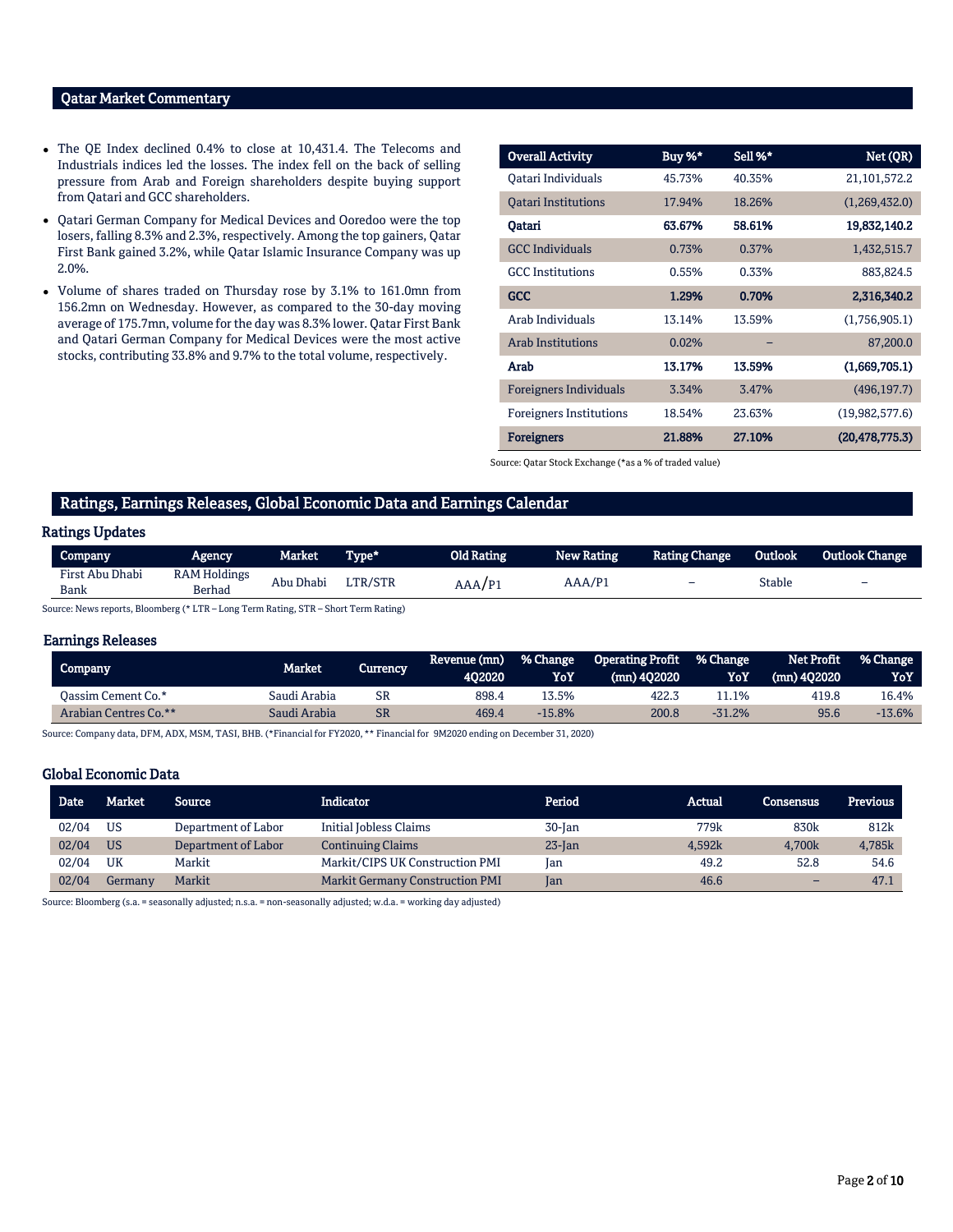## Qatar Market Commentary

- The QE Index declined 0.4% to close at 10,431.4. The Telecoms and Industrials indices led the losses. The index fell on the back of selling pressure from Arab and Foreign shareholders despite buying support from Qatari and GCC shareholders.
- Qatari German Company for Medical Devices and Ooredoo were the top losers, falling 8.3% and 2.3%, respectively. Among the top gainers, Qatar First Bank gained 3.2%, while Qatar Islamic Insurance Company was up 2.0%.
- Volume of shares traded on Thursday rose by 3.1% to 161.0mn from 156.2mn on Wednesday. However, as compared to the 30-day moving average of 175.7mn, volume for the day was 8.3% lower. Qatar First Bank and Qatari German Company for Medical Devices were the most active stocks, contributing 33.8% and 9.7% to the total volume, respectively.

| Overall Activity | Buy %* | Sell %* | Net (QR) |
|---|---|---|---|
| Qatari Individuals | 45.73% | 40.35% | 21,101,572.2 |
| Qatari Institutions | 17.94% | 18.26% | (1,269,432.0) |
| **Qatari** | **63.67%** | **58.61%** | **19,832,140.2** |
| GCC Individuals | 0.73% | 0.37% | 1,432,515.7 |
| GCC Institutions | 0.55% | 0.33% | 883,824.5 |
| **GCC** | **1.29%** | **0.70%** | **2,316,340.2** |
| Arab Individuals | 13.14% | 13.59% | (1,756,905.1) |
| Arab Institutions | 0.02% | – | 87,200.0 |
| **Arab** | **13.17%** | **13.59%** | **(1,669,705.1)** |
| Foreigners Individuals | 3.34% | 3.47% | (496,197.7) |
| Foreigners Institutions | 18.54% | 23.63% | (19,982,577.6) |
| **Foreigners** | **21.88%** | **27.10%** | **(20,478,775.3)** |

Source: Qatar Stock Exchange (*as a % of traded value)

## Ratings, Earnings Releases, Global Economic Data and Earnings Calendar

### Ratings Updates

| Company | Agency | Market | Type* | Old Rating | New Rating | Rating Change | Outlook | Outlook Change |
|---|---|---|---|---|---|---|---|---|
| First Abu Dhabi Bank | RAM Holdings Berhad | Abu Dhabi | LTR/STR | AAA/P1 | AAA/P1 | – | Stable | – |

Source: News reports, Bloomberg (* LTR – Long Term Rating, STR – Short Term Rating)

### Earnings Releases

| Company | Market | Currency | Revenue (mn) 4Q2020 | % Change YoY | Operating Profit (mn) 4Q2020 | % Change YoY | Net Profit (mn) 4Q2020 | % Change YoY |
|---|---|---|---|---|---|---|---|---|
| Qassim Cement Co.* | Saudi Arabia | SR | 898.4 | 13.5% | 422.3 | 11.1% | 419.8 | 16.4% |
| Arabian Centres Co.** | Saudi Arabia | SR | 469.4 | -15.8% | 200.8 | -31.2% | 95.6 | -13.6% |

Source: Company data, DFM, ADX, MSM, TASI, BHB. (*Financial for FY2020, ** Financial for 9M2020 ending on December 31, 2020)

### Global Economic Data

| Date | Market | Source | Indicator | Period | Actual | Consensus | Previous |
|---|---|---|---|---|---|---|---|
| 02/04 | US | Department of Labor | Initial Jobless Claims | 30-Jan | 779k | 830k | 812k |
| 02/04 | US | Department of Labor | Continuing Claims | 23-Jan | 4,592k | 4,700k | 4,785k |
| 02/04 | UK | Markit | Markit/CIPS UK Construction PMI | Jan | 49.2 | 52.8 | 54.6 |
| 02/04 | Germany | Markit | Markit Germany Construction PMI | Jan | 46.6 | – | 47.1 |

Source: Bloomberg (s.a. = seasonally adjusted; n.s.a. = non-seasonally adjusted; w.d.a. = working day adjusted)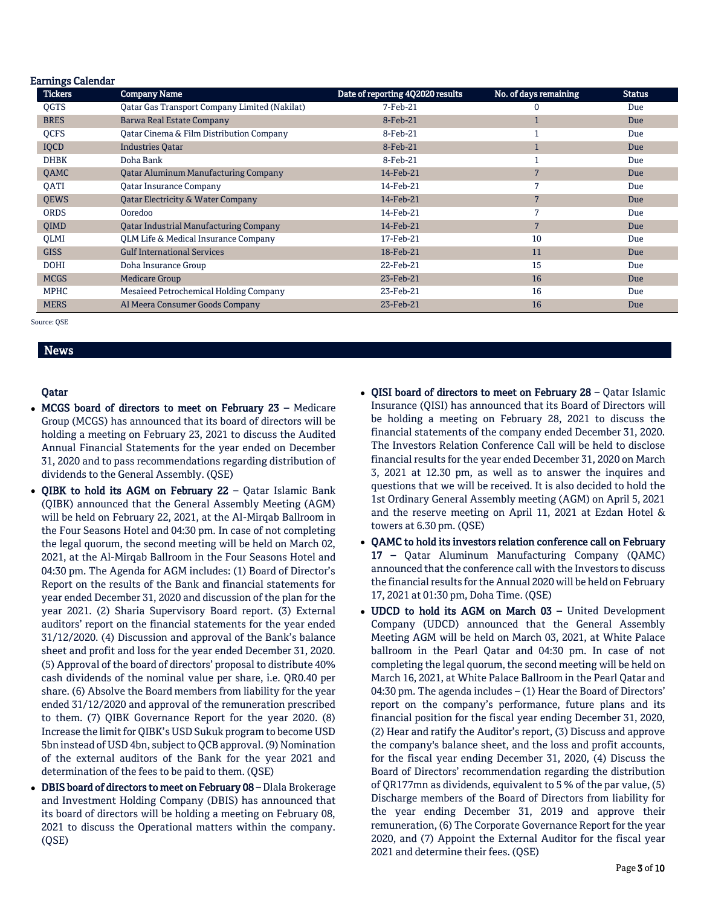## Earnings Calendar

| Tickers | Company Name | Date of reporting 4Q2020 results | No. of days remaining | Status |
|---|---|---|---|---|
| QGTS | Qatar Gas Transport Company Limited (Nakilat) | 7-Feb-21 | 0 | Due |
| BRES | Barwa Real Estate Company | 8-Feb-21 | 1 | Due |
| QCFS | Qatar Cinema & Film Distribution Company | 8-Feb-21 | 1 | Due |
| IQCD | Industries Qatar | 8-Feb-21 | 1 | Due |
| DHBK | Doha Bank | 8-Feb-21 | 1 | Due |
| QAMC | Qatar Aluminum Manufacturing Company | 14-Feb-21 | 7 | Due |
| QATI | Qatar Insurance Company | 14-Feb-21 | 7 | Due |
| QEWS | Qatar Electricity & Water Company | 14-Feb-21 | 7 | Due |
| ORDS | Ooredoo | 14-Feb-21 | 7 | Due |
| QIMD | Qatar Industrial Manufacturing Company | 14-Feb-21 | 7 | Due |
| QLMI | QLM Life & Medical Insurance Company | 17-Feb-21 | 10 | Due |
| GISS | Gulf International Services | 18-Feb-21 | 11 | Due |
| DOHI | Doha Insurance Group | 22-Feb-21 | 15 | Due |
| MCGS | Medicare Group | 23-Feb-21 | 16 | Due |
| MPHC | Mesaieed Petrochemical Holding Company | 23-Feb-21 | 16 | Due |
| MERS | Al Meera Consumer Goods Company | 23-Feb-21 | 16 | Due |

Source: QSE

## News

### Qatar

- **MCGS board of directors to meet on February 23 –** Medicare Group (MCGS) has announced that its board of directors will be holding a meeting on February 23, 2021 to discuss the Audited Annual Financial Statements for the year ended on December 31, 2020 and to pass recommendations regarding distribution of dividends to the General Assembly. (QSE)
- **QIBK to hold its AGM on February 22** – Qatar Islamic Bank (QIBK) announced that the General Assembly Meeting (AGM) will be held on February 22, 2021, at the Al-Mirqab Ballroom in the Four Seasons Hotel and 04:30 pm. In case of not completing the legal quorum, the second meeting will be held on March 02, 2021, at the Al-Mirqab Ballroom in the Four Seasons Hotel and 04:30 pm. The Agenda for AGM includes: (1) Board of Director's Report on the results of the Bank and financial statements for year ended December 31, 2020 and discussion of the plan for the year 2021. (2) Sharia Supervisory Board report. (3) External auditors' report on the financial statements for the year ended 31/12/2020. (4) Discussion and approval of the Bank's balance sheet and profit and loss for the year ended December 31, 2020. (5) Approval of the board of directors' proposal to distribute 40% cash dividends of the nominal value per share, i.e. QR0.40 per share. (6) Absolve the Board members from liability for the year ended 31/12/2020 and approval of the remuneration prescribed to them. (7) QIBK Governance Report for the year 2020. (8) Increase the limit for QIBK's USD Sukuk program to become USD 5bn instead of USD 4bn, subject to QCB approval. (9) Nomination of the external auditors of the Bank for the year 2021 and determination of the fees to be paid to them. (QSE)
- **DBIS board of directors to meet on February 08** – Dlala Brokerage and Investment Holding Company (DBIS) has announced that its board of directors will be holding a meeting on February 08, 2021 to discuss the Operational matters within the company. (QSE)
- **QISI board of directors to meet on February 28** – Qatar Islamic Insurance (QISI) has announced that its Board of Directors will be holding a meeting on February 28, 2021 to discuss the financial statements of the company ended December 31, 2020. The Investors Relation Conference Call will be held to disclose financial results for the year ended December 31, 2020 on March 3, 2021 at 12.30 pm, as well as to answer the inquires and questions that we will be received. It is also decided to hold the 1st Ordinary General Assembly meeting (AGM) on April 5, 2021 and the reserve meeting on April 11, 2021 at Ezdan Hotel & towers at 6.30 pm. (QSE)
- **QAMC to hold its investors relation conference call on February 17 –** Qatar Aluminum Manufacturing Company (QAMC) announced that the conference call with the Investors to discuss the financial results for the Annual 2020 will be held on February 17, 2021 at 01:30 pm, Doha Time. (QSE)
- **UDCD to hold its AGM on March 03 –** United Development Company (UDCD) announced that the General Assembly Meeting AGM will be held on March 03, 2021, at White Palace ballroom in the Pearl Qatar and 04:30 pm. In case of not completing the legal quorum, the second meeting will be held on March 16, 2021, at White Palace Ballroom in the Pearl Qatar and 04:30 pm. The agenda includes – (1) Hear the Board of Directors' report on the company's performance, future plans and its financial position for the fiscal year ending December 31, 2020, (2) Hear and ratify the Auditor's report, (3) Discuss and approve the company's balance sheet, and the loss and profit accounts, for the fiscal year ending December 31, 2020, (4) Discuss the Board of Directors' recommendation regarding the distribution of QR177mn as dividends, equivalent to 5 % of the par value, (5) Discharge members of the Board of Directors from liability for the year ending December 31, 2019 and approve their remuneration, (6) The Corporate Governance Report for the year 2020, and (7) Appoint the External Auditor for the fiscal year 2021 and determine their fees. (QSE)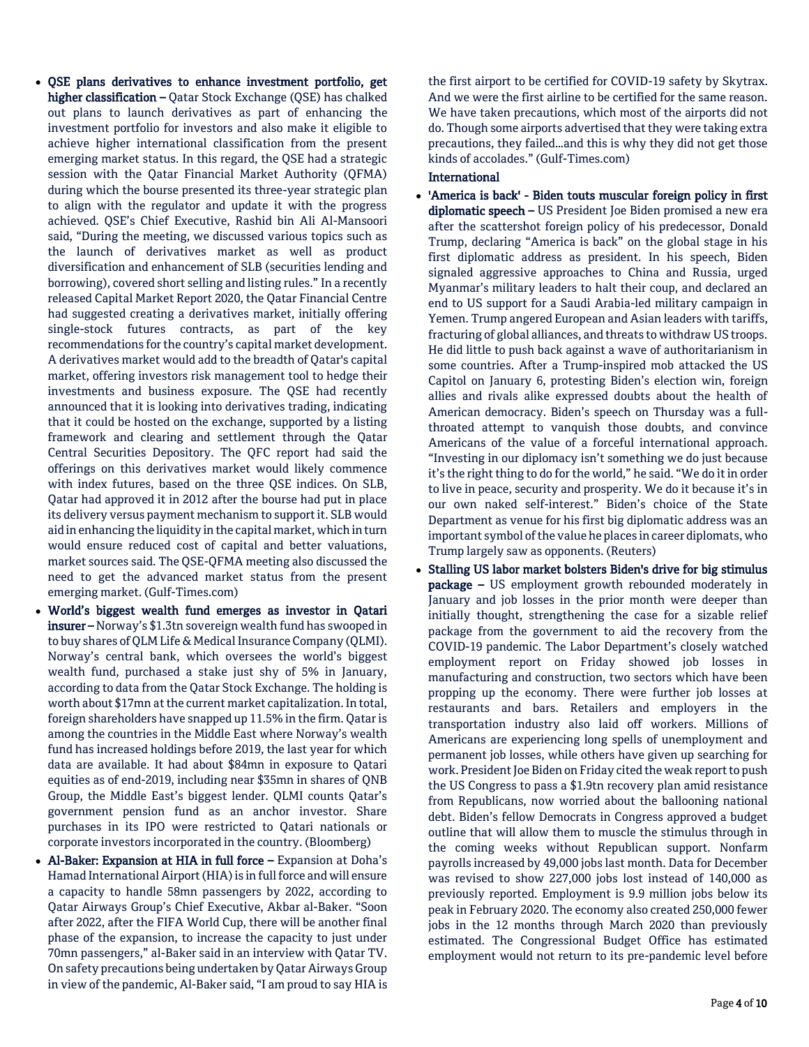- **QSE plans derivatives to enhance investment portfolio, get higher classification –** Qatar Stock Exchange (QSE) has chalked out plans to launch derivatives as part of enhancing the investment portfolio for investors and also make it eligible to achieve higher international classification from the present emerging market status. In this regard, the QSE had a strategic session with the Qatar Financial Market Authority (QFMA) during which the bourse presented its three-year strategic plan to align with the regulator and update it with the progress achieved. QSE's Chief Executive, Rashid bin Ali Al-Mansoori said, "During the meeting, we discussed various topics such as the launch of derivatives market as well as product diversification and enhancement of SLB (securities lending and borrowing), covered short selling and listing rules." In a recently released Capital Market Report 2020, the Qatar Financial Centre had suggested creating a derivatives market, initially offering single-stock futures contracts, as part of the key recommendations for the country's capital market development. A derivatives market would add to the breadth of Qatar's capital market, offering investors risk management tool to hedge their investments and business exposure. The QSE had recently announced that it is looking into derivatives trading, indicating that it could be hosted on the exchange, supported by a listing framework and clearing and settlement through the Qatar Central Securities Depository. The QFC report had said the offerings on this derivatives market would likely commence with index futures, based on the three QSE indices. On SLB, Qatar had approved it in 2012 after the bourse had put in place its delivery versus payment mechanism to support it. SLB would aid in enhancing the liquidity in the capital market, which in turn would ensure reduced cost of capital and better valuations, market sources said. The QSE-QFMA meeting also discussed the need to get the advanced market status from the present emerging market. (Gulf-Times.com)
- **World's biggest wealth fund emerges as investor in Qatari insurer –** Norway's $1.3tn sovereign wealth fund has swooped in to buy shares of QLM Life & Medical Insurance Company (QLMI). Norway's central bank, which oversees the world's biggest wealth fund, purchased a stake just shy of 5% in January, according to data from the Qatar Stock Exchange. The holding is worth about $17mn at the current market capitalization. In total, foreign shareholders have snapped up 11.5% in the firm. Qatar is among the countries in the Middle East where Norway's wealth fund has increased holdings before 2019, the last year for which data are available. It had about $84mn in exposure to Qatari equities as of end-2019, including near $35mn in shares of QNB Group, the Middle East's biggest lender. QLMI counts Qatar's government pension fund as an anchor investor. Share purchases in its IPO were restricted to Qatari nationals or corporate investors incorporated in the country. (Bloomberg)
- **Al-Baker: Expansion at HIA in full force –** Expansion at Doha's Hamad International Airport (HIA) is in full force and will ensure a capacity to handle 58mn passengers by 2022, according to Qatar Airways Group's Chief Executive, Akbar al-Baker. "Soon after 2022, after the FIFA World Cup, there will be another final phase of the expansion, to increase the capacity to just under 70mn passengers," al-Baker said in an interview with Qatar TV. On safety precautions being undertaken by Qatar Airways Group in view of the pandemic, Al-Baker said, "I am proud to say HIA is the first airport to be certified for COVID-19 safety by Skytrax. And we were the first airline to be certified for the same reason. We have taken precautions, which most of the airports did not do. Though some airports advertised that they were taking extra precautions, they failed…and this is why they did not get those kinds of accolades." (Gulf-Times.com)

## International

- **'America is back' - Biden touts muscular foreign policy in first diplomatic speech –** US President Joe Biden promised a new era after the scattershot foreign policy of his predecessor, Donald Trump, declaring "America is back" on the global stage in his first diplomatic address as president. In his speech, Biden signaled aggressive approaches to China and Russia, urged Myanmar's military leaders to halt their coup, and declared an end to US support for a Saudi Arabia-led military campaign in Yemen. Trump angered European and Asian leaders with tariffs, fracturing of global alliances, and threats to withdraw US troops. He did little to push back against a wave of authoritarianism in some countries. After a Trump-inspired mob attacked the US Capitol on January 6, protesting Biden's election win, foreign allies and rivals alike expressed doubts about the health of American democracy. Biden's speech on Thursday was a full-throated attempt to vanquish those doubts, and convince Americans of the value of a forceful international approach. "Investing in our diplomacy isn't something we do just because it's the right thing to do for the world," he said. "We do it in order to live in peace, security and prosperity. We do it because it's in our own naked self-interest." Biden's choice of the State Department as venue for his first big diplomatic address was an important symbol of the value he places in career diplomats, who Trump largely saw as opponents. (Reuters)
- **Stalling US labor market bolsters Biden's drive for big stimulus package –** US employment growth rebounded moderately in January and job losses in the prior month were deeper than initially thought, strengthening the case for a sizable relief package from the government to aid the recovery from the COVID-19 pandemic. The Labor Department's closely watched employment report on Friday showed job losses in manufacturing and construction, two sectors which have been propping up the economy. There were further job losses at restaurants and bars. Retailers and employers in the transportation industry also laid off workers. Millions of Americans are experiencing long spells of unemployment and permanent job losses, while others have given up searching for work. President Joe Biden on Friday cited the weak report to push the US Congress to pass a $1.9tn recovery plan amid resistance from Republicans, now worried about the ballooning national debt. Biden's fellow Democrats in Congress approved a budget outline that will allow them to muscle the stimulus through in the coming weeks without Republican support. Nonfarm payrolls increased by 49,000 jobs last month. Data for December was revised to show 227,000 jobs lost instead of 140,000 as previously reported. Employment is 9.9 million jobs below its peak in February 2020. The economy also created 250,000 fewer jobs in the 12 months through March 2020 than previously estimated. The Congressional Budget Office has estimated employment would not return to its pre-pandemic level before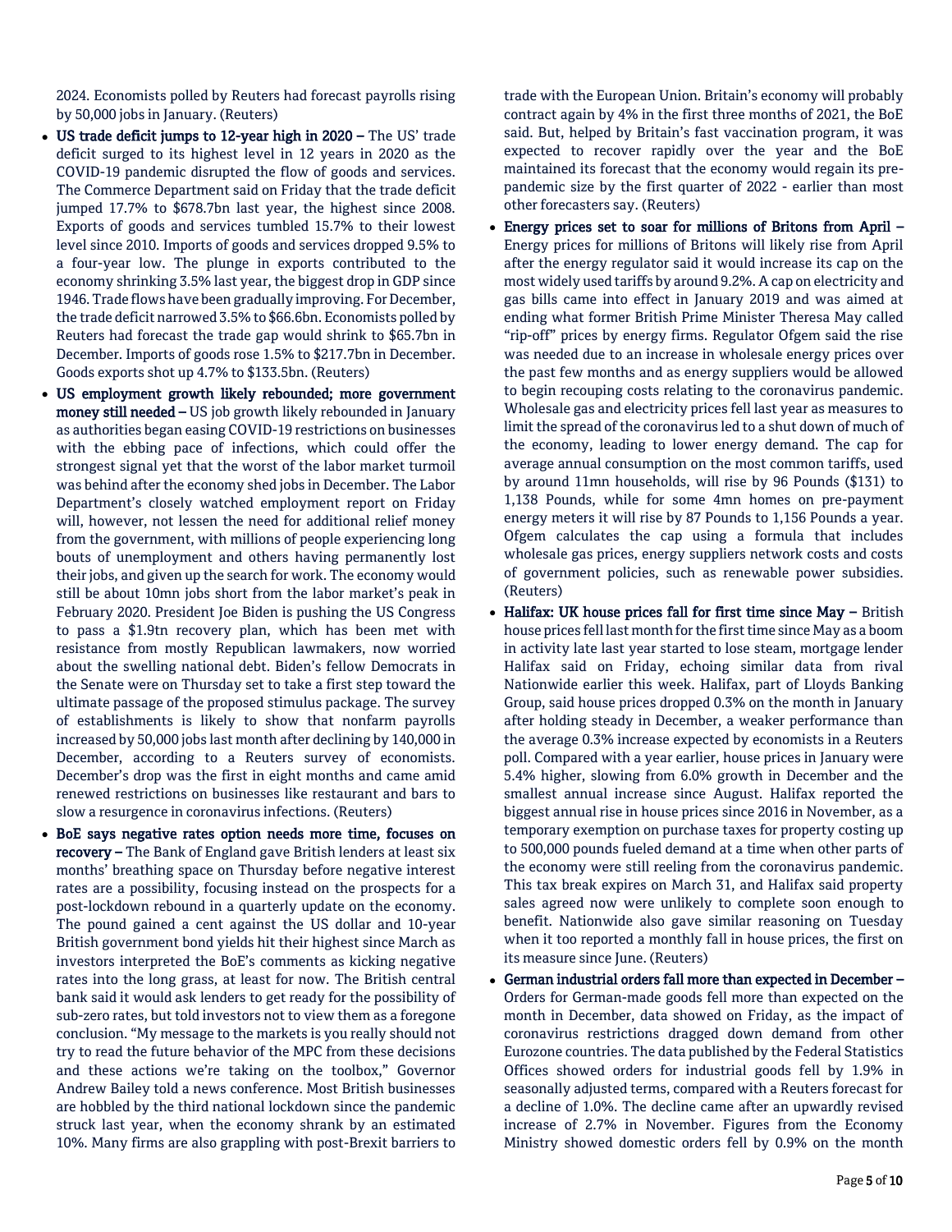2024. Economists polled by Reuters had forecast payrolls rising by 50,000 jobs in January. (Reuters)

- **US trade deficit jumps to 12-year high in 2020 –** The US' trade deficit surged to its highest level in 12 years in 2020 as the COVID-19 pandemic disrupted the flow of goods and services. The Commerce Department said on Friday that the trade deficit jumped 17.7% to $678.7bn last year, the highest since 2008. Exports of goods and services tumbled 15.7% to their lowest level since 2010. Imports of goods and services dropped 9.5% to a four-year low. The plunge in exports contributed to the economy shrinking 3.5% last year, the biggest drop in GDP since 1946. Trade flows have been gradually improving. For December, the trade deficit narrowed 3.5% to $66.6bn. Economists polled by Reuters had forecast the trade gap would shrink to $65.7bn in December. Imports of goods rose 1.5% to $217.7bn in December. Goods exports shot up 4.7% to $133.5bn. (Reuters)
- **US employment growth likely rebounded; more government money still needed –** US job growth likely rebounded in January as authorities began easing COVID-19 restrictions on businesses with the ebbing pace of infections, which could offer the strongest signal yet that the worst of the labor market turmoil was behind after the economy shed jobs in December. The Labor Department's closely watched employment report on Friday will, however, not lessen the need for additional relief money from the government, with millions of people experiencing long bouts of unemployment and others having permanently lost their jobs, and given up the search for work. The economy would still be about 10mn jobs short from the labor market's peak in February 2020. President Joe Biden is pushing the US Congress to pass a $1.9tn recovery plan, which has been met with resistance from mostly Republican lawmakers, now worried about the swelling national debt. Biden's fellow Democrats in the Senate were on Thursday set to take a first step toward the ultimate passage of the proposed stimulus package. The survey of establishments is likely to show that nonfarm payrolls increased by 50,000 jobs last month after declining by 140,000 in December, according to a Reuters survey of economists. December's drop was the first in eight months and came amid renewed restrictions on businesses like restaurant and bars to slow a resurgence in coronavirus infections. (Reuters)
- **BoE says negative rates option needs more time, focuses on recovery –** The Bank of England gave British lenders at least six months' breathing space on Thursday before negative interest rates are a possibility, focusing instead on the prospects for a post-lockdown rebound in a quarterly update on the economy. The pound gained a cent against the US dollar and 10-year British government bond yields hit their highest since March as investors interpreted the BoE's comments as kicking negative rates into the long grass, at least for now. The British central bank said it would ask lenders to get ready for the possibility of sub-zero rates, but told investors not to view them as a foregone conclusion. "My message to the markets is you really should not try to read the future behavior of the MPC from these decisions and these actions we're taking on the toolbox," Governor Andrew Bailey told a news conference. Most British businesses are hobbled by the third national lockdown since the pandemic struck last year, when the economy shrank by an estimated 10%. Many firms are also grappling with post-Brexit barriers to trade with the European Union. Britain's economy will probably contract again by 4% in the first three months of 2021, the BoE said. But, helped by Britain's fast vaccination program, it was expected to recover rapidly over the year and the BoE maintained its forecast that the economy would regain its pre-pandemic size by the first quarter of 2022 - earlier than most other forecasters say. (Reuters)
- **Energy prices set to soar for millions of Britons from April –** Energy prices for millions of Britons will likely rise from April after the energy regulator said it would increase its cap on the most widely used tariffs by around 9.2%. A cap on electricity and gas bills came into effect in January 2019 and was aimed at ending what former British Prime Minister Theresa May called "rip-off" prices by energy firms. Regulator Ofgem said the rise was needed due to an increase in wholesale energy prices over the past few months and as energy suppliers would be allowed to begin recouping costs relating to the coronavirus pandemic. Wholesale gas and electricity prices fell last year as measures to limit the spread of the coronavirus led to a shut down of much of the economy, leading to lower energy demand. The cap for average annual consumption on the most common tariffs, used by around 11mn households, will rise by 96 Pounds ($131) to 1,138 Pounds, while for some 4mn homes on pre-payment energy meters it will rise by 87 Pounds to 1,156 Pounds a year. Ofgem calculates the cap using a formula that includes wholesale gas prices, energy suppliers network costs and costs of government policies, such as renewable power subsidies. (Reuters)
- **Halifax: UK house prices fall for first time since May –** British house prices fell last month for the first time since May as a boom in activity late last year started to lose steam, mortgage lender Halifax said on Friday, echoing similar data from rival Nationwide earlier this week. Halifax, part of Lloyds Banking Group, said house prices dropped 0.3% on the month in January after holding steady in December, a weaker performance than the average 0.3% increase expected by economists in a Reuters poll. Compared with a year earlier, house prices in January were 5.4% higher, slowing from 6.0% growth in December and the smallest annual increase since August. Halifax reported the biggest annual rise in house prices since 2016 in November, as a temporary exemption on purchase taxes for property costing up to 500,000 pounds fueled demand at a time when other parts of the economy were still reeling from the coronavirus pandemic. This tax break expires on March 31, and Halifax said property sales agreed now were unlikely to complete soon enough to benefit. Nationwide also gave similar reasoning on Tuesday when it too reported a monthly fall in house prices, the first on its measure since June. (Reuters)
- **German industrial orders fall more than expected in December –** Orders for German-made goods fell more than expected on the month in December, data showed on Friday, as the impact of coronavirus restrictions dragged down demand from other Eurozone countries. The data published by the Federal Statistics Offices showed orders for industrial goods fell by 1.9% in seasonally adjusted terms, compared with a Reuters forecast for a decline of 1.0%. The decline came after an upwardly revised increase of 2.7% in November. Figures from the Economy Ministry showed domestic orders fell by 0.9% on the month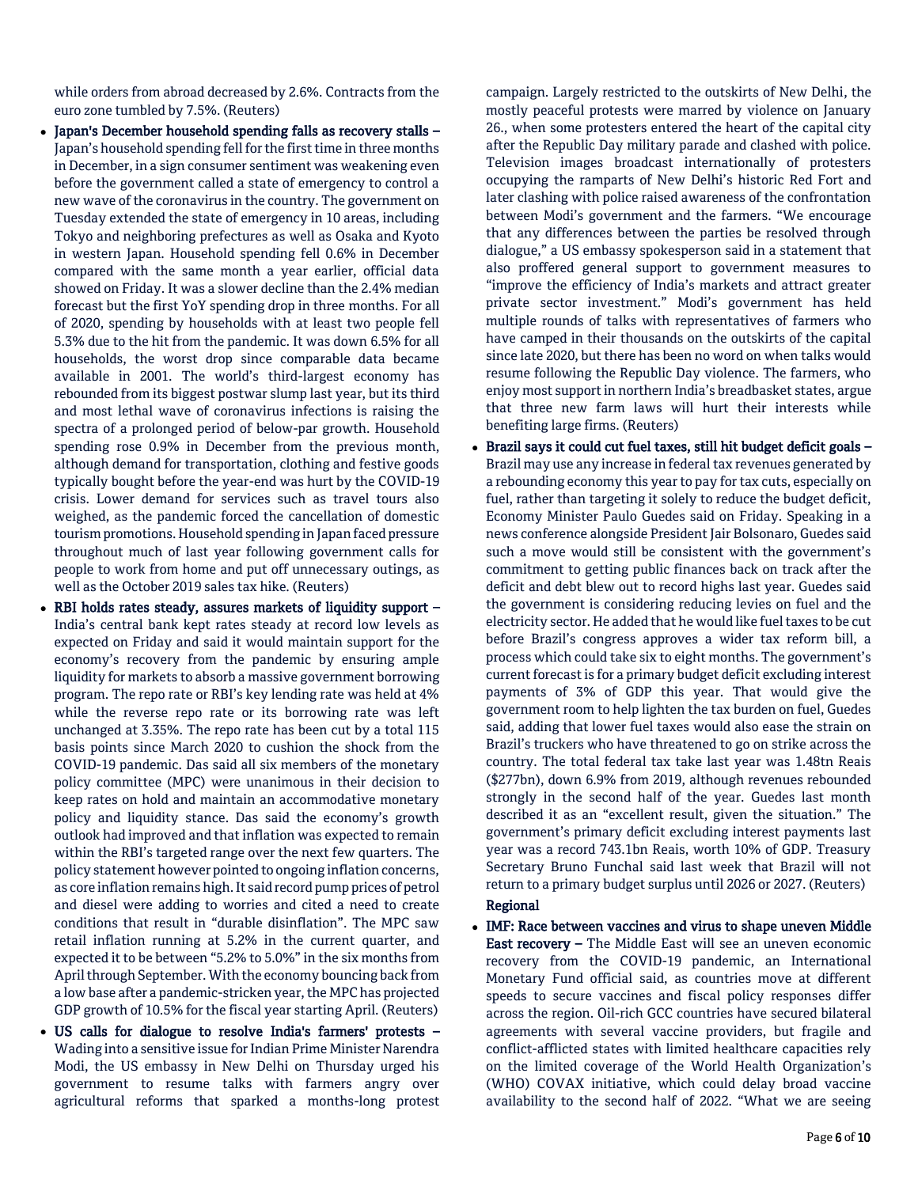while orders from abroad decreased by 2.6%. Contracts from the euro zone tumbled by 7.5%. (Reuters)

- **Japan's December household spending falls as recovery stalls –** Japan's household spending fell for the first time in three months in December, in a sign consumer sentiment was weakening even before the government called a state of emergency to control a new wave of the coronavirus in the country. The government on Tuesday extended the state of emergency in 10 areas, including Tokyo and neighboring prefectures as well as Osaka and Kyoto in western Japan. Household spending fell 0.6% in December compared with the same month a year earlier, official data showed on Friday. It was a slower decline than the 2.4% median forecast but the first YoY spending drop in three months. For all of 2020, spending by households with at least two people fell 5.3% due to the hit from the pandemic. It was down 6.5% for all households, the worst drop since comparable data became available in 2001. The world's third-largest economy has rebounded from its biggest postwar slump last year, but its third and most lethal wave of coronavirus infections is raising the spectra of a prolonged period of below-par growth. Household spending rose 0.9% in December from the previous month, although demand for transportation, clothing and festive goods typically bought before the year-end was hurt by the COVID-19 crisis. Lower demand for services such as travel tours also weighed, as the pandemic forced the cancellation of domestic tourism promotions. Household spending in Japan faced pressure throughout much of last year following government calls for people to work from home and put off unnecessary outings, as well as the October 2019 sales tax hike. (Reuters)
- **RBI holds rates steady, assures markets of liquidity support –** India's central bank kept rates steady at record low levels as expected on Friday and said it would maintain support for the economy's recovery from the pandemic by ensuring ample liquidity for markets to absorb a massive government borrowing program. The repo rate or RBI's key lending rate was held at 4% while the reverse repo rate or its borrowing rate was left unchanged at 3.35%. The repo rate has been cut by a total 115 basis points since March 2020 to cushion the shock from the COVID-19 pandemic. Das said all six members of the monetary policy committee (MPC) were unanimous in their decision to keep rates on hold and maintain an accommodative monetary policy and liquidity stance. Das said the economy's growth outlook had improved and that inflation was expected to remain within the RBI's targeted range over the next few quarters. The policy statement however pointed to ongoing inflation concerns, as core inflation remains high. It said record pump prices of petrol and diesel were adding to worries and cited a need to create conditions that result in "durable disinflation". The MPC saw retail inflation running at 5.2% in the current quarter, and expected it to be between "5.2% to 5.0%" in the six months from April through September. With the economy bouncing back from a low base after a pandemic-stricken year, the MPC has projected GDP growth of 10.5% for the fiscal year starting April. (Reuters)
- **US calls for dialogue to resolve India's farmers' protests –** Wading into a sensitive issue for Indian Prime Minister Narendra Modi, the US embassy in New Delhi on Thursday urged his government to resume talks with farmers angry over agricultural reforms that sparked a months-long protest campaign. Largely restricted to the outskirts of New Delhi, the mostly peaceful protests were marred by violence on January 26., when some protesters entered the heart of the capital city after the Republic Day military parade and clashed with police. Television images broadcast internationally of protesters occupying the ramparts of New Delhi's historic Red Fort and later clashing with police raised awareness of the confrontation between Modi's government and the farmers. "We encourage that any differences between the parties be resolved through dialogue," a US embassy spokesperson said in a statement that also proffered general support to government measures to "improve the efficiency of India's markets and attract greater private sector investment." Modi's government has held multiple rounds of talks with representatives of farmers who have camped in their thousands on the outskirts of the capital since late 2020, but there has been no word on when talks would resume following the Republic Day violence. The farmers, who enjoy most support in northern India's breadbasket states, argue that three new farm laws will hurt their interests while benefiting large firms. (Reuters)
- **Brazil says it could cut fuel taxes, still hit budget deficit goals –** Brazil may use any increase in federal tax revenues generated by a rebounding economy this year to pay for tax cuts, especially on fuel, rather than targeting it solely to reduce the budget deficit, Economy Minister Paulo Guedes said on Friday. Speaking in a news conference alongside President Jair Bolsonaro, Guedes said such a move would still be consistent with the government's commitment to getting public finances back on track after the deficit and debt blew out to record highs last year. Guedes said the government is considering reducing levies on fuel and the electricity sector. He added that he would like fuel taxes to be cut before Brazil's congress approves a wider tax reform bill, a process which could take six to eight months. The government's current forecast is for a primary budget deficit excluding interest payments of 3% of GDP this year. That would give the government room to help lighten the tax burden on fuel, Guedes said, adding that lower fuel taxes would also ease the strain on Brazil's truckers who have threatened to go on strike across the country. The total federal tax take last year was 1.48tn Reais ($277bn), down 6.9% from 2019, although revenues rebounded strongly in the second half of the year. Guedes last month described it as an "excellent result, given the situation." The government's primary deficit excluding interest payments last year was a record 743.1bn Reais, worth 10% of GDP. Treasury Secretary Bruno Funchal said last week that Brazil will not return to a primary budget surplus until 2026 or 2027. (Reuters)

**Regional**

- **IMF: Race between vaccines and virus to shape uneven Middle East recovery –** The Middle East will see an uneven economic recovery from the COVID-19 pandemic, an International Monetary Fund official said, as countries move at different speeds to secure vaccines and fiscal policy responses differ across the region. Oil-rich GCC countries have secured bilateral agreements with several vaccine providers, but fragile and conflict-afflicted states with limited healthcare capacities rely on the limited coverage of the World Health Organization's (WHO) COVAX initiative, which could delay broad vaccine availability to the second half of 2022. "What we are seeing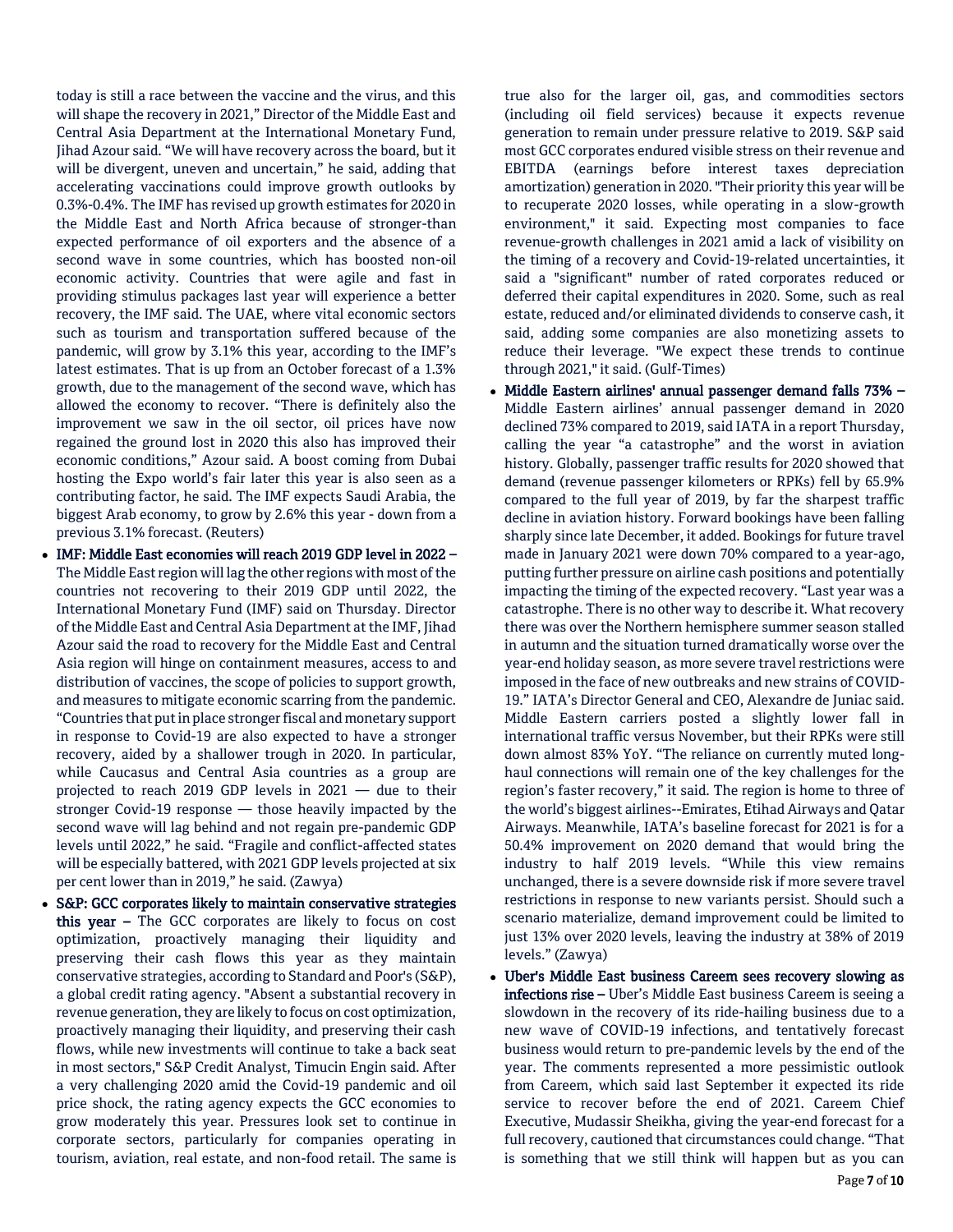today is still a race between the vaccine and the virus, and this will shape the recovery in 2021," Director of the Middle East and Central Asia Department at the International Monetary Fund, Jihad Azour said. "We will have recovery across the board, but it will be divergent, uneven and uncertain," he said, adding that accelerating vaccinations could improve growth outlooks by 0.3%-0.4%. The IMF has revised up growth estimates for 2020 in the Middle East and North Africa because of stronger-than expected performance of oil exporters and the absence of a second wave in some countries, which has boosted non-oil economic activity. Countries that were agile and fast in providing stimulus packages last year will experience a better recovery, the IMF said. The UAE, where vital economic sectors such as tourism and transportation suffered because of the pandemic, will grow by 3.1% this year, according to the IMF's latest estimates. That is up from an October forecast of a 1.3% growth, due to the management of the second wave, which has allowed the economy to recover. "There is definitely also the improvement we saw in the oil sector, oil prices have now regained the ground lost in 2020 this also has improved their economic conditions," Azour said. A boost coming from Dubai hosting the Expo world's fair later this year is also seen as a contributing factor, he said. The IMF expects Saudi Arabia, the biggest Arab economy, to grow by 2.6% this year - down from a previous 3.1% forecast. (Reuters)

- **IMF: Middle East economies will reach 2019 GDP level in 2022 –** The Middle East region will lag the other regions with most of the countries not recovering to their 2019 GDP until 2022, the International Monetary Fund (IMF) said on Thursday. Director of the Middle East and Central Asia Department at the IMF, Jihad Azour said the road to recovery for the Middle East and Central Asia region will hinge on containment measures, access to and distribution of vaccines, the scope of policies to support growth, and measures to mitigate economic scarring from the pandemic. "Countries that put in place stronger fiscal and monetary support in response to Covid-19 are also expected to have a stronger recovery, aided by a shallower trough in 2020. In particular, while Caucasus and Central Asia countries as a group are projected to reach 2019 GDP levels in 2021 — due to their stronger Covid-19 response — those heavily impacted by the second wave will lag behind and not regain pre-pandemic GDP levels until 2022," he said. "Fragile and conflict-affected states will be especially battered, with 2021 GDP levels projected at six per cent lower than in 2019," he said. (Zawya)
- **S&P: GCC corporates likely to maintain conservative strategies this year –** The GCC corporates are likely to focus on cost optimization, proactively managing their liquidity and preserving their cash flows this year as they maintain conservative strategies, according to Standard and Poor's (S&P), a global credit rating agency. "Absent a substantial recovery in revenue generation, they are likely to focus on cost optimization, proactively managing their liquidity, and preserving their cash flows, while new investments will continue to take a back seat in most sectors," S&P Credit Analyst, Timucin Engin said. After a very challenging 2020 amid the Covid-19 pandemic and oil price shock, the rating agency expects the GCC economies to grow moderately this year. Pressures look set to continue in corporate sectors, particularly for companies operating in tourism, aviation, real estate, and non-food retail. The same is true also for the larger oil, gas, and commodities sectors (including oil field services) because it expects revenue generation to remain under pressure relative to 2019. S&P said most GCC corporates endured visible stress on their revenue and EBITDA (earnings before interest taxes depreciation amortization) generation in 2020. "Their priority this year will be to recuperate 2020 losses, while operating in a slow-growth environment," it said. Expecting most companies to face revenue-growth challenges in 2021 amid a lack of visibility on the timing of a recovery and Covid-19-related uncertainties, it said a "significant" number of rated corporates reduced or deferred their capital expenditures in 2020. Some, such as real estate, reduced and/or eliminated dividends to conserve cash, it said, adding some companies are also monetizing assets to reduce their leverage. "We expect these trends to continue through 2021," it said. (Gulf-Times)
- **Middle Eastern airlines' annual passenger demand falls 73% –** Middle Eastern airlines' annual passenger demand in 2020 declined 73% compared to 2019, said IATA in a report Thursday, calling the year "a catastrophe" and the worst in aviation history. Globally, passenger traffic results for 2020 showed that demand (revenue passenger kilometers or RPKs) fell by 65.9% compared to the full year of 2019, by far the sharpest traffic decline in aviation history. Forward bookings have been falling sharply since late December, it added. Bookings for future travel made in January 2021 were down 70% compared to a year-ago, putting further pressure on airline cash positions and potentially impacting the timing of the expected recovery. "Last year was a catastrophe. There is no other way to describe it. What recovery there was over the Northern hemisphere summer season stalled in autumn and the situation turned dramatically worse over the year-end holiday season, as more severe travel restrictions were imposed in the face of new outbreaks and new strains of COVID-19." IATA's Director General and CEO, Alexandre de Juniac said. Middle Eastern carriers posted a slightly lower fall in international traffic versus November, but their RPKs were still down almost 83% YoY. "The reliance on currently muted long-haul connections will remain one of the key challenges for the region's faster recovery," it said. The region is home to three of the world's biggest airlines--Emirates, Etihad Airways and Qatar Airways. Meanwhile, IATA's baseline forecast for 2021 is for a 50.4% improvement on 2020 demand that would bring the industry to half 2019 levels. "While this view remains unchanged, there is a severe downside risk if more severe travel restrictions in response to new variants persist. Should such a scenario materialize, demand improvement could be limited to just 13% over 2020 levels, leaving the industry at 38% of 2019 levels." (Zawya)
- **Uber's Middle East business Careem sees recovery slowing as infections rise –** Uber's Middle East business Careem is seeing a slowdown in the recovery of its ride-hailing business due to a new wave of COVID-19 infections, and tentatively forecast business would return to pre-pandemic levels by the end of the year. The comments represented a more pessimistic outlook from Careem, which said last September it expected its ride service to recover before the end of 2021. Careem Chief Executive, Mudassir Sheikha, giving the year-end forecast for a full recovery, cautioned that circumstances could change. "That is something that we still think will happen but as you can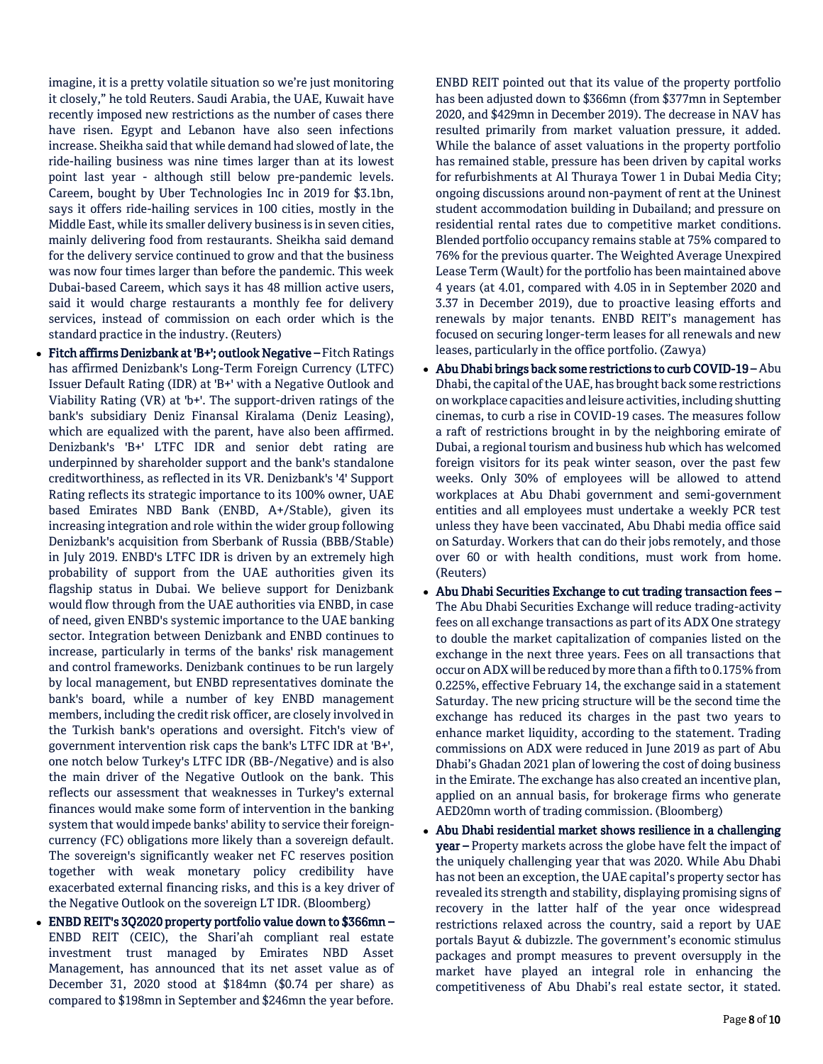imagine, it is a pretty volatile situation so we're just monitoring it closely," he told Reuters. Saudi Arabia, the UAE, Kuwait have recently imposed new restrictions as the number of cases there have risen. Egypt and Lebanon have also seen infections increase. Sheikha said that while demand had slowed of late, the ride-hailing business was nine times larger than at its lowest point last year - although still below pre-pandemic levels. Careem, bought by Uber Technologies Inc in 2019 for $3.1bn, says it offers ride-hailing services in 100 cities, mostly in the Middle East, while its smaller delivery business is in seven cities, mainly delivering food from restaurants. Sheikha said demand for the delivery service continued to grow and that the business was now four times larger than before the pandemic. This week Dubai-based Careem, which says it has 48 million active users, said it would charge restaurants a monthly fee for delivery services, instead of commission on each order which is the standard practice in the industry. (Reuters)

- **Fitch affirms Denizbank at 'B+'; outlook Negative –** Fitch Ratings has affirmed Denizbank's Long-Term Foreign Currency (LTFC) Issuer Default Rating (IDR) at 'B+' with a Negative Outlook and Viability Rating (VR) at 'b+'. The support-driven ratings of the bank's subsidiary Deniz Finansal Kiralama (Deniz Leasing), which are equalized with the parent, have also been affirmed. Denizbank's 'B+' LTFC IDR and senior debt rating are underpinned by shareholder support and the bank's standalone creditworthiness, as reflected in its VR. Denizbank's '4' Support Rating reflects its strategic importance to its 100% owner, UAE based Emirates NBD Bank (ENBD, A+/Stable), given its increasing integration and role within the wider group following Denizbank's acquisition from Sberbank of Russia (BBB/Stable) in July 2019. ENBD's LTFC IDR is driven by an extremely high probability of support from the UAE authorities given its flagship status in Dubai. We believe support for Denizbank would flow through from the UAE authorities via ENBD, in case of need, given ENBD's systemic importance to the UAE banking sector. Integration between Denizbank and ENBD continues to increase, particularly in terms of the banks' risk management and control frameworks. Denizbank continues to be run largely by local management, but ENBD representatives dominate the bank's board, while a number of key ENBD management members, including the credit risk officer, are closely involved in the Turkish bank's operations and oversight. Fitch's view of government intervention risk caps the bank's LTFC IDR at 'B+', one notch below Turkey's LTFC IDR (BB-/Negative) and is also the main driver of the Negative Outlook on the bank. This reflects our assessment that weaknesses in Turkey's external finances would make some form of intervention in the banking system that would impede banks' ability to service their foreign-currency (FC) obligations more likely than a sovereign default. The sovereign's significantly weaker net FC reserves position together with weak monetary policy credibility have exacerbated external financing risks, and this is a key driver of the Negative Outlook on the sovereign LT IDR. (Bloomberg)
- **ENBD REIT's 3Q2020 property portfolio value down to $366mn –** ENBD REIT (CEIC), the Shari'ah compliant real estate investment trust managed by Emirates NBD Asset Management, has announced that its net asset value as of December 31, 2020 stood at $184mn ($0.74 per share) as compared to $198mn in September and $246mn the year before. ENBD REIT pointed out that its value of the property portfolio has been adjusted down to $366mn (from $377mn in September 2020, and $429mn in December 2019). The decrease in NAV has resulted primarily from market valuation pressure, it added. While the balance of asset valuations in the property portfolio has remained stable, pressure has been driven by capital works for refurbishments at Al Thuraya Tower 1 in Dubai Media City; ongoing discussions around non-payment of rent at the Uninest student accommodation building in Dubailand; and pressure on residential rental rates due to competitive market conditions. Blended portfolio occupancy remains stable at 75% compared to 76% for the previous quarter. The Weighted Average Unexpired Lease Term (Wault) for the portfolio has been maintained above 4 years (at 4.01, compared with 4.05 in in September 2020 and 3.37 in December 2019), due to proactive leasing efforts and renewals by major tenants. ENBD REIT's management has focused on securing longer-term leases for all renewals and new leases, particularly in the office portfolio. (Zawya)
- **Abu Dhabi brings back some restrictions to curb COVID-19 –** Abu Dhabi, the capital of the UAE, has brought back some restrictions on workplace capacities and leisure activities, including shutting cinemas, to curb a rise in COVID-19 cases. The measures follow a raft of restrictions brought in by the neighboring emirate of Dubai, a regional tourism and business hub which has welcomed foreign visitors for its peak winter season, over the past few weeks. Only 30% of employees will be allowed to attend workplaces at Abu Dhabi government and semi-government entities and all employees must undertake a weekly PCR test unless they have been vaccinated, Abu Dhabi media office said on Saturday. Workers that can do their jobs remotely, and those over 60 or with health conditions, must work from home. (Reuters)
- **Abu Dhabi Securities Exchange to cut trading transaction fees –** The Abu Dhabi Securities Exchange will reduce trading-activity fees on all exchange transactions as part of its ADX One strategy to double the market capitalization of companies listed on the exchange in the next three years. Fees on all transactions that occur on ADX will be reduced by more than a fifth to 0.175% from 0.225%, effective February 14, the exchange said in a statement Saturday. The new pricing structure will be the second time the exchange has reduced its charges in the past two years to enhance market liquidity, according to the statement. Trading commissions on ADX were reduced in June 2019 as part of Abu Dhabi's Ghadan 2021 plan of lowering the cost of doing business in the Emirate. The exchange has also created an incentive plan, applied on an annual basis, for brokerage firms who generate AED20mn worth of trading commission. (Bloomberg)
- **Abu Dhabi residential market shows resilience in a challenging year –** Property markets across the globe have felt the impact of the uniquely challenging year that was 2020. While Abu Dhabi has not been an exception, the UAE capital's property sector has revealed its strength and stability, displaying promising signs of recovery in the latter half of the year once widespread restrictions relaxed across the country, said a report by UAE portals Bayut & dubizzle. The government's economic stimulus packages and prompt measures to prevent oversupply in the market have played an integral role in enhancing the competitiveness of Abu Dhabi's real estate sector, it stated.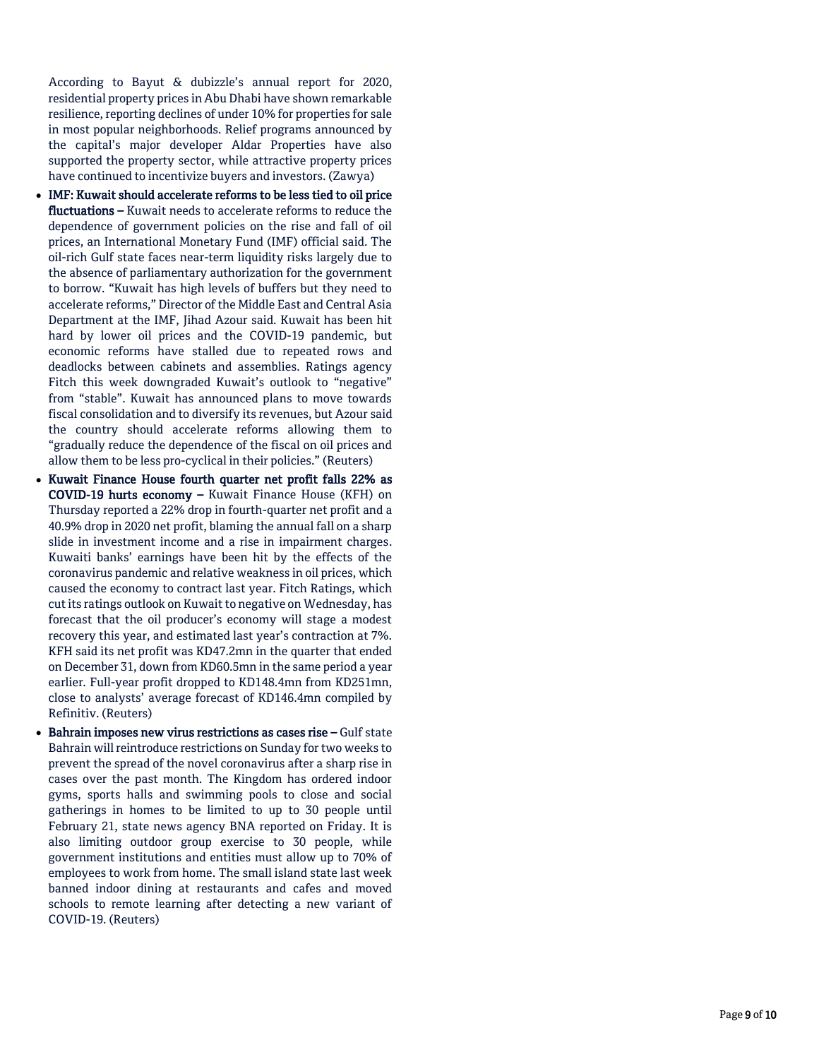According to Bayut & dubizzle's annual report for 2020, residential property prices in Abu Dhabi have shown remarkable resilience, reporting declines of under 10% for properties for sale in most popular neighborhoods. Relief programs announced by the capital's major developer Aldar Properties have also supported the property sector, while attractive property prices have continued to incentivize buyers and investors. (Zawya)

- **IMF: Kuwait should accelerate reforms to be less tied to oil price fluctuations –** Kuwait needs to accelerate reforms to reduce the dependence of government policies on the rise and fall of oil prices, an International Monetary Fund (IMF) official said. The oil-rich Gulf state faces near-term liquidity risks largely due to the absence of parliamentary authorization for the government to borrow. "Kuwait has high levels of buffers but they need to accelerate reforms," Director of the Middle East and Central Asia Department at the IMF, Jihad Azour said. Kuwait has been hit hard by lower oil prices and the COVID-19 pandemic, but economic reforms have stalled due to repeated rows and deadlocks between cabinets and assemblies. Ratings agency Fitch this week downgraded Kuwait's outlook to "negative" from "stable". Kuwait has announced plans to move towards fiscal consolidation and to diversify its revenues, but Azour said the country should accelerate reforms allowing them to "gradually reduce the dependence of the fiscal on oil prices and allow them to be less pro-cyclical in their policies." (Reuters)
- **Kuwait Finance House fourth quarter net profit falls 22% as COVID-19 hurts economy –** Kuwait Finance House (KFH) on Thursday reported a 22% drop in fourth-quarter net profit and a 40.9% drop in 2020 net profit, blaming the annual fall on a sharp slide in investment income and a rise in impairment charges. Kuwaiti banks' earnings have been hit by the effects of the coronavirus pandemic and relative weakness in oil prices, which caused the economy to contract last year. Fitch Ratings, which cut its ratings outlook on Kuwait to negative on Wednesday, has forecast that the oil producer's economy will stage a modest recovery this year, and estimated last year's contraction at 7%. KFH said its net profit was KD47.2mn in the quarter that ended on December 31, down from KD60.5mn in the same period a year earlier. Full-year profit dropped to KD148.4mn from KD251mn, close to analysts' average forecast of KD146.4mn compiled by Refinitiv. (Reuters)
- **Bahrain imposes new virus restrictions as cases rise –** Gulf state Bahrain will reintroduce restrictions on Sunday for two weeks to prevent the spread of the novel coronavirus after a sharp rise in cases over the past month. The Kingdom has ordered indoor gyms, sports halls and swimming pools to close and social gatherings in homes to be limited to up to 30 people until February 21, state news agency BNA reported on Friday. It is also limiting outdoor group exercise to 30 people, while government institutions and entities must allow up to 70% of employees to work from home. The small island state last week banned indoor dining at restaurants and cafes and moved schools to remote learning after detecting a new variant of COVID-19. (Reuters)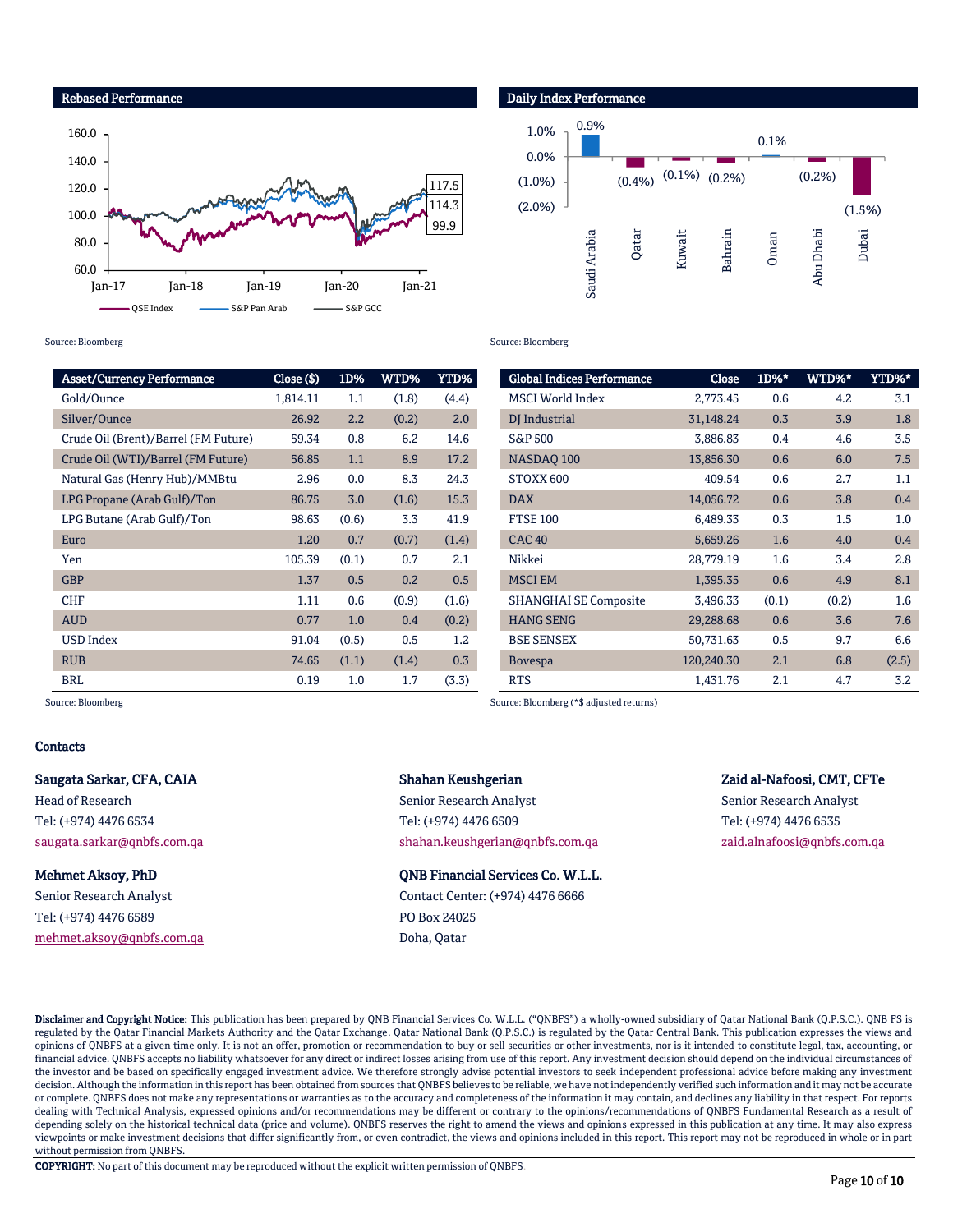## Rebased Performance

160.0
140.0
120.0
100.0
80.0
60.0

Jan-17 Jan-18 Jan-19 Jan-20 Jan-21

117.5
114.3
99.9

QSE Index S&P Pan Arab S&P GCC

Source: Bloomberg

## Daily Index Performance

1.0%
0.0%
(1.0%)
(2.0%)

0.9% (0.4%) (0.1%) (0.2%) 0.1% (0.2%) (1.5%)

Saudi Arabia Qatar Kuwait Bahrain Oman Abu Dhabi Dubai

Source: Bloomberg

| Asset/Currency Performance | Close ($) | 1D% | WTD% | YTD% |
|---|---|---|---|---|
| Gold/Ounce | 1,814.11 | 1.1 | (1.8) | (4.4) |
| Silver/Ounce | 26.92 | 2.2 | (0.2) | 2.0 |
| Crude Oil (Brent)/Barrel (FM Future) | 59.34 | 0.8 | 6.2 | 14.6 |
| Crude Oil (WTI)/Barrel (FM Future) | 56.85 | 1.1 | 8.9 | 17.2 |
| Natural Gas (Henry Hub)/MMBtu | 2.96 | 0.0 | 8.3 | 24.3 |
| LPG Propane (Arab Gulf)/Ton | 86.75 | 3.0 | (1.6) | 15.3 |
| LPG Butane (Arab Gulf)/Ton | 98.63 | (0.6) | 3.3 | 41.9 |
| Euro | 1.20 | 0.7 | (0.7) | (1.4) |
| Yen | 105.39 | (0.1) | 0.7 | 2.1 |
| GBP | 1.37 | 0.5 | 0.2 | 0.5 |
| CHF | 1.11 | 0.6 | (0.9) | (1.6) |
| AUD | 0.77 | 1.0 | 0.4 | (0.2) |
| USD Index | 91.04 | (0.5) | 0.5 | 1.2 |
| RUB | 74.65 | (1.1) | (1.4) | 0.3 |
| BRL | 0.19 | 1.0 | 1.7 | (3.3) |

Source: Bloomberg

| Global Indices Performance | Close | 1D%* | WTD%* | YTD%* |
|---|---|---|---|---|
| MSCI World Index | 2,773.45 | 0.6 | 4.2 | 3.1 |
| DJ Industrial | 31,148.24 | 0.3 | 3.9 | 1.8 |
| S&P 500 | 3,886.83 | 0.4 | 4.6 | 3.5 |
| NASDAQ 100 | 13,856.30 | 0.6 | 6.0 | 7.5 |
| STOXX 600 | 409.54 | 0.6 | 2.7 | 1.1 |
| DAX | 14,056.72 | 0.6 | 3.8 | 0.4 |
| FTSE 100 | 6,489.33 | 0.3 | 1.5 | 1.0 |
| CAC 40 | 5,659.26 | 1.6 | 4.0 | 0.4 |
| Nikkei | 28,779.19 | 1.6 | 3.4 | 2.8 |
| MSCI EM | 1,395.35 | 0.6 | 4.9 | 8.1 |
| SHANGHAI SE Composite | 3,496.33 | (0.1) | (0.2) | 1.6 |
| HANG SENG | 29,288.68 | 0.6 | 3.6 | 7.6 |
| BSE SENSEX | 50,731.63 | 0.5 | 9.7 | 6.6 |
| Bovespa | 120,240.30 | 2.1 | 6.8 | (2.5) |
| RTS | 1,431.76 | 2.1 | 4.7 | 3.2 |

Source: Bloomberg (*$ adjusted returns)

## Contacts

**Saugata Sarkar, CFA, CAIA**
Head of Research
Tel: (+974) 4476 6534
saugata.sarkar@qnbfs.com.qa

**Shahan Keushgerian**
Senior Research Analyst
Tel: (+974) 4476 6509
shahan.keushgerian@qnbfs.com.qa

**Zaid al-Nafoosi, CMT, CFTe**
Senior Research Analyst
Tel: (+974) 4476 6535
zaid.alnafoosi@qnbfs.com.qa

**Mehmet Aksoy, PhD**
Senior Research Analyst
Tel: (+974) 4476 6589
mehmet.aksoy@qnbfs.com.qa

**QNB Financial Services Co. W.L.L.**
Contact Center: (+974) 4476 6666
PO Box 24025
Doha, Qatar

**Disclaimer and Copyright Notice:** This publication has been prepared by QNB Financial Services Co. W.L.L. ("QNBFS") a wholly-owned subsidiary of Qatar National Bank (Q.P.S.C.). QNB FS is regulated by the Qatar Financial Markets Authority and the Qatar Exchange. Qatar National Bank (Q.P.S.C.) is regulated by the Qatar Central Bank. This publication expresses the views and opinions of QNBFS at a given time only. It is not an offer, promotion or recommendation to buy or sell securities or other investments, nor is it intended to constitute legal, tax, accounting, or financial advice. QNBFS accepts no liability whatsoever for any direct or indirect losses arising from use of this report. Any investment decision should depend on the individual circumstances of the investor and be based on specifically engaged investment advice. We therefore strongly advise potential investors to seek independent professional advice before making any investment decision. Although the information in this report has been obtained from sources that QNBFS believes to be reliable, we have not independently verified such information and it may not be accurate or complete. QNBFS does not make any representations or warranties as to the accuracy and completeness of the information it may contain, and declines any liability in that respect. For reports dealing with Technical Analysis, expressed opinions and/or recommendations may be different or contrary to the opinions/recommendations of QNBFS Fundamental Research as a result of depending solely on the historical technical data (price and volume). QNBFS reserves the right to amend the views and opinions expressed in this publication at any time. It may also express viewpoints or make investment decisions that differ significantly from, or even contradict, the views and opinions included in this report. This report may not be reproduced in whole or in part without permission from QNBFS.

**COPYRIGHT:** No part of this document may be reproduced without the explicit written permission of QNBFS